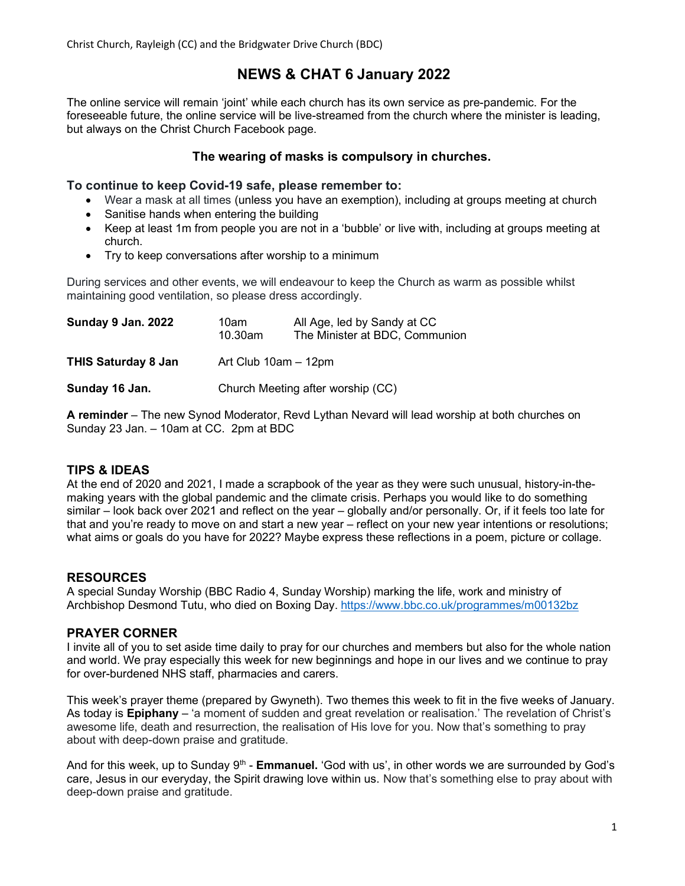Christ Church, Rayleigh (CC) and the Bridgwater Drive Church (BDC)

# NEWS & CHAT 6 January 2022

The online service will remain 'joint' while each church has its own service as pre-pandemic. For the foreseeable future, the online service will be live-streamed from the church where the minister is leading, but always on the Christ Church Facebook page.

**The wearing of masks is compulsory in churches.**

**To continue to keep Covid-19 safe, please remember to:**

- Wear a mask at all times (unless you have an exemption), including at groups meeting at church
- Sanitise hands when entering the building
- Keep at least 1m from people you are not in a 'bubble' or live with, including at groups meeting at church.
- Try to keep conversations after worship to a minimum

During services and other events, we will endeavour to keep the Church as warm as possible whilst maintaining good ventilation, so please dress accordingly.

| | | |
|---|---|---|
| **Sunday 9 Jan. 2022** | 10am | All Age, led by Sandy at CC |
| | 10.30am | The Minister at BDC, Communion |
| **THIS Saturday 8 Jan** | Art Club 10am – 12pm | |
| **Sunday 16 Jan.** | Church Meeting after worship (CC) | |

**A reminder** – The new Synod Moderator, Revd Lythan Nevard will lead worship at both churches on Sunday 23 Jan. – 10am at CC. 2pm at BDC

## TIPS & IDEAS

At the end of 2020 and 2021, I made a scrapbook of the year as they were such unusual, history-in-the-making years with the global pandemic and the climate crisis. Perhaps you would like to do something similar – look back over 2021 and reflect on the year – globally and/or personally. Or, if it feels too late for that and you're ready to move on and start a new year – reflect on your new year intentions or resolutions; what aims or goals do you have for 2022? Maybe express these reflections in a poem, picture or collage.

## RESOURCES

A special Sunday Worship (BBC Radio 4, Sunday Worship) marking the life, work and ministry of Archbishop Desmond Tutu, who died on Boxing Day. https://www.bbc.co.uk/programmes/m00132bz

## PRAYER CORNER

I invite all of you to set aside time daily to pray for our churches and members but also for the whole nation and world. We pray especially this week for new beginnings and hope in our lives and we continue to pray for over-burdened NHS staff, pharmacies and carers.

This week's prayer theme (prepared by Gwyneth). Two themes this week to fit in the five weeks of January. As today is **Epiphany** – 'a moment of sudden and great revelation or realisation.' The revelation of Christ's awesome life, death and resurrection, the realisation of His love for you. Now that's something to pray about with deep-down praise and gratitude.

And for this week, up to Sunday 9th - **Emmanuel.** 'God with us', in other words we are surrounded by God's care, Jesus in our everyday, the Spirit drawing love within us. Now that's something else to pray about with deep-down praise and gratitude.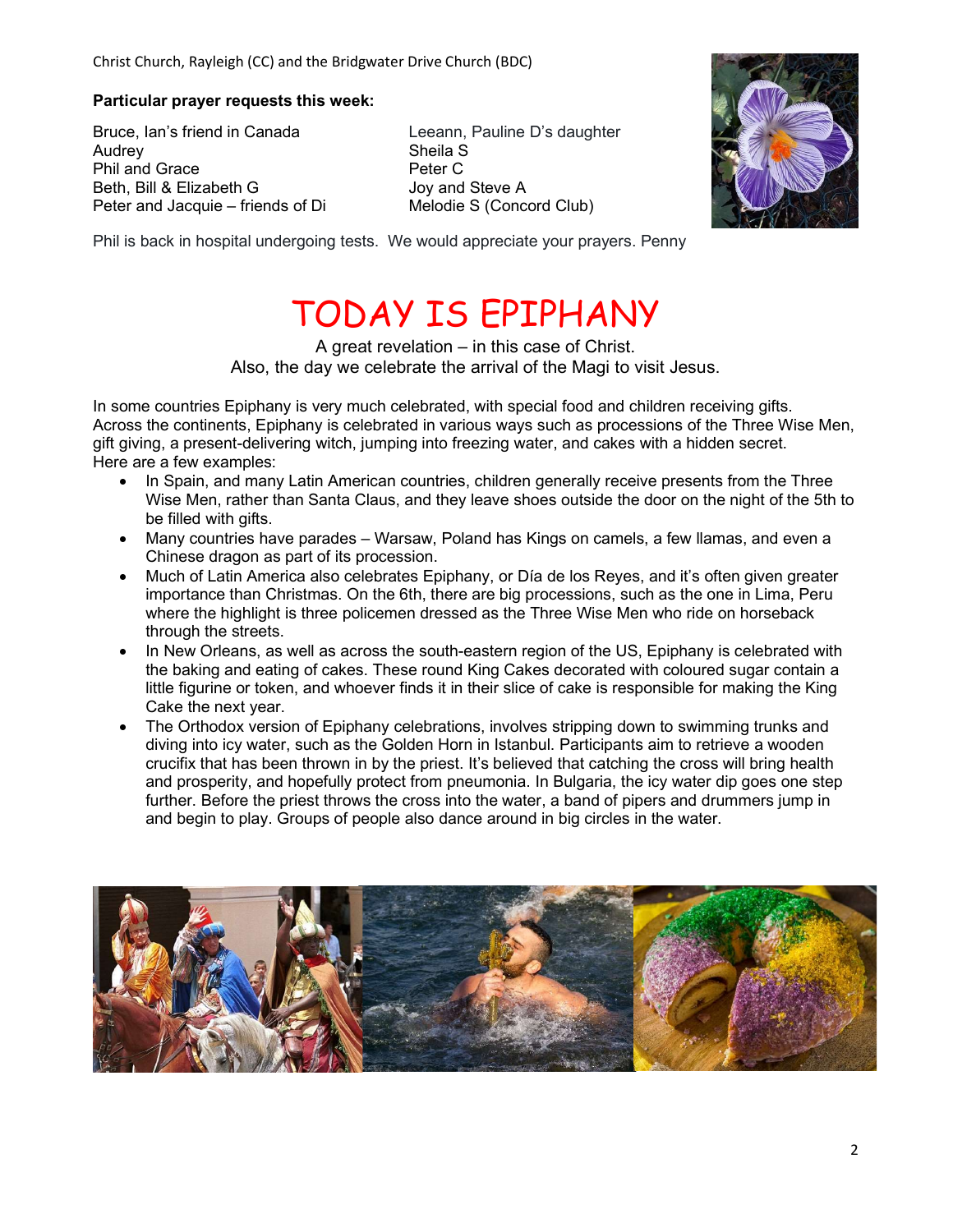**Particular prayer requests this week:**

Bruce, Ian's friend in Canada
Audrey
Phil and Grace
Beth, Bill & Elizabeth G
Peter and Jacquie – friends of Di
Leeann, Pauline D's daughter
Sheila S
Peter C
Joy and Steve A
Melodie S (Concord Club)

Phil is back in hospital undergoing tests. We would appreciate your prayers. Penny

# TODAY IS EPIPHANY

A great revelation – in this case of Christ.
Also, the day we celebrate the arrival of the Magi to visit Jesus.

In some countries Epiphany is very much celebrated, with special food and children receiving gifts. Across the continents, Epiphany is celebrated in various ways such as processions of the Three Wise Men, gift giving, a present-delivering witch, jumping into freezing water, and cakes with a hidden secret. Here are a few examples:

- In Spain, and many Latin American countries, children generally receive presents from the Three Wise Men, rather than Santa Claus, and they leave shoes outside the door on the night of the 5th to be filled with gifts.
- Many countries have parades – Warsaw, Poland has Kings on camels, a few llamas, and even a Chinese dragon as part of its procession.
- Much of Latin America also celebrates Epiphany, or Día de los Reyes, and it's often given greater importance than Christmas. On the 6th, there are big processions, such as the one in Lima, Peru where the highlight is three policemen dressed as the Three Wise Men who ride on horseback through the streets.
- In New Orleans, as well as across the south-eastern region of the US, Epiphany is celebrated with the baking and eating of cakes. These round King Cakes decorated with coloured sugar contain a little figurine or token, and whoever finds it in their slice of cake is responsible for making the King Cake the next year.
- The Orthodox version of Epiphany celebrations, involves stripping down to swimming trunks and diving into icy water, such as the Golden Horn in Istanbul. Participants aim to retrieve a wooden crucifix that has been thrown in by the priest. It's believed that catching the cross will bring health and prosperity, and hopefully protect from pneumonia. In Bulgaria, the icy water dip goes one step further. Before the priest throws the cross into the water, a band of pipers and drummers jump in and begin to play. Groups of people also dance around in big circles in the water.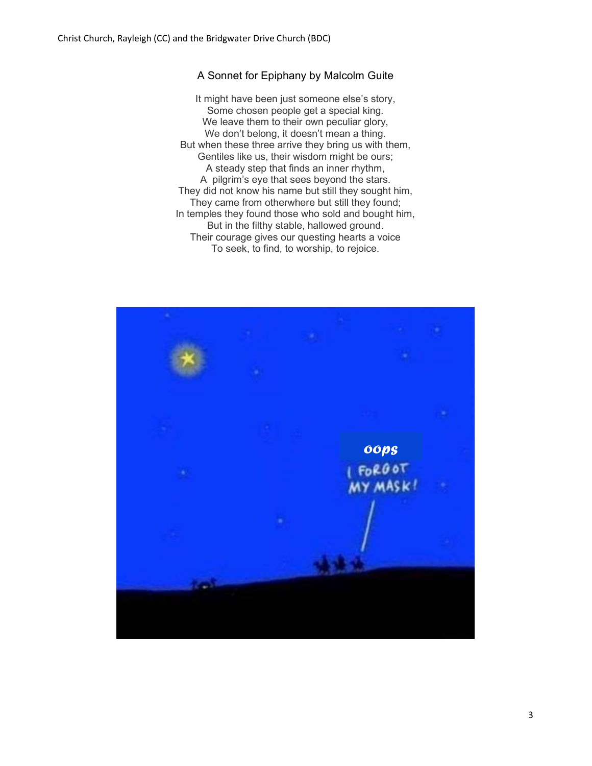## A Sonnet for Epiphany by Malcolm Guite

It might have been just someone else's story,
Some chosen people get a special king.
We leave them to their own peculiar glory,
We don't belong, it doesn't mean a thing.
But when these three arrive they bring us with them,
Gentiles like us, their wisdom might be ours;
A steady step that finds an inner rhythm,
A pilgrim's eye that sees beyond the stars.
They did not know his name but still they sought him,
They came from otherwhere but still they found;
In temples they found those who sold and bought him,
But in the filthy stable, hallowed ground.
Their courage gives our questing hearts a voice
To seek, to find, to worship, to rejoice.